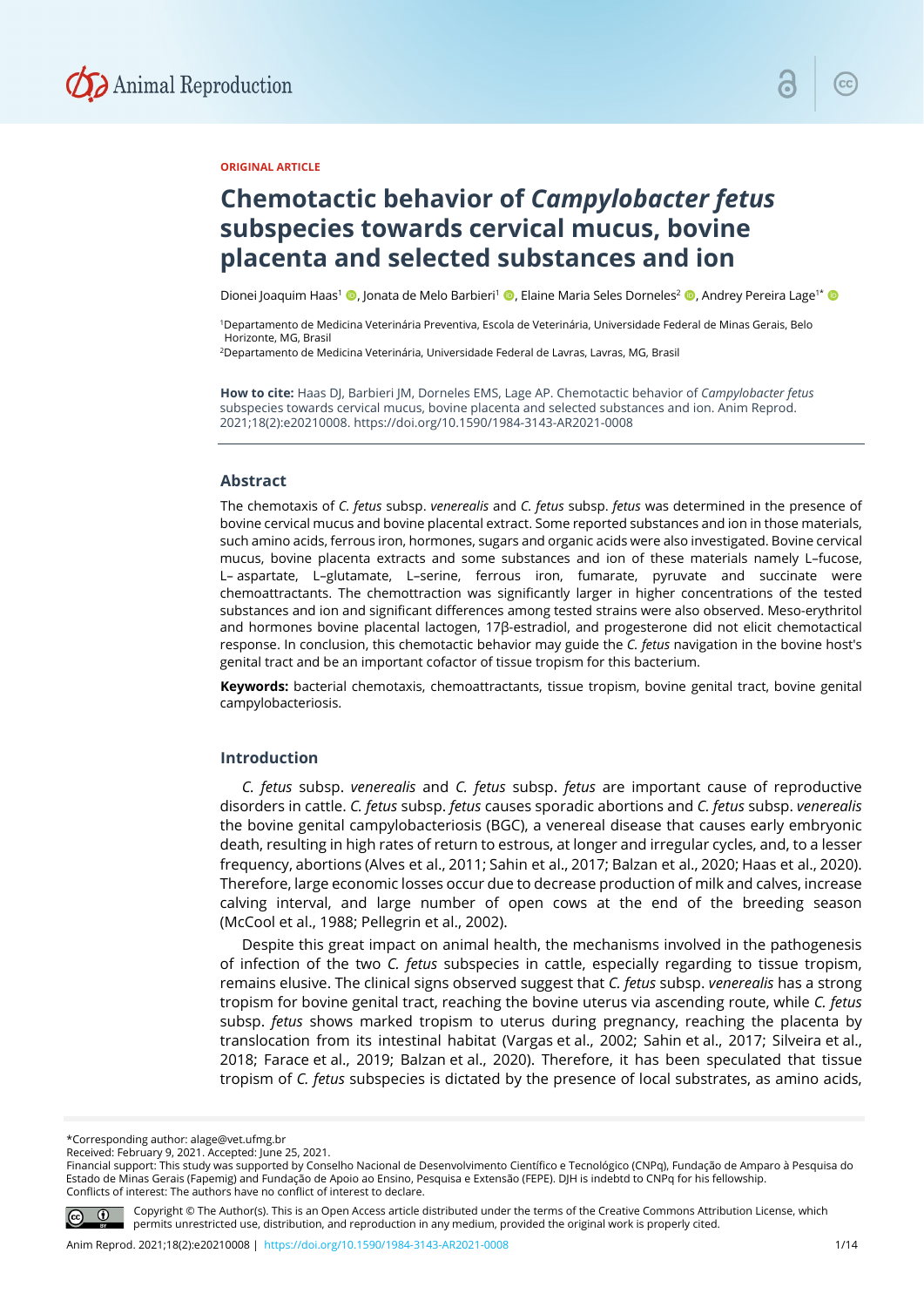ORIGINAL ARTICLE

# Chemotactic behavior of *Campylobacter fetus* subspecies towards cervical mucus, bovine placenta and selected substances and ion

Dionei Joaquim Haas[1], Jonata de Melo Barbieri[1], Elaine Maria Seles Dorneles[2], Andrey Pereira Lage[1*]

[1]Departamento de Medicina Veterinária Preventiva, Escola de Veterinária, Universidade Federal de Minas Gerais, Belo Horizonte, MG, Brasil

[2]Departamento de Medicina Veterinária, Universidade Federal de Lavras, Lavras, MG, Brasil

**How to cite:** Haas DJ, Barbieri JM, Dorneles EMS, Lage AP. Chemotactic behavior of *Campylobacter fetus* subspecies towards cervical mucus, bovine placenta and selected substances and ion. Anim Reprod. 2021;18(2):e20210008. https://doi.org/10.1590/1984-3143-AR2021-0008

## Abstract

The chemotaxis of *C. fetus* subsp. *venerealis* and *C. fetus* subsp. *fetus* was determined in the presence of bovine cervical mucus and bovine placental extract. Some reported substances and ion in those materials, such amino acids, ferrous iron, hormones, sugars and organic acids were also investigated. Bovine cervical mucus, bovine placenta extracts and some substances and ion of these materials namely L–fucose, L– aspartate, L–glutamate, L–serine, ferrous iron, fumarate, pyruvate and succinate were chemoattractants. The chemoattraction was significantly larger in higher concentrations of the tested substances and ion and significant differences among tested strains were also observed. Meso-erythritol and hormones bovine placental lactogen, 17β-estradiol, and progesterone did not elicit chemotactical response. In conclusion, this chemotactic behavior may guide the *C. fetus* navigation in the bovine host's genital tract and be an important cofactor of tissue tropism for this bacterium.

**Keywords:** bacterial chemotaxis, chemoattractants, tissue tropism, bovine genital tract, bovine genital campylobacteriosis.

## Introduction

*C. fetus* subsp. *venerealis* and *C. fetus* subsp. *fetus* are important cause of reproductive disorders in cattle. *C. fetus* subsp. *fetus* causes sporadic abortions and *C. fetus* subsp. *venerealis* the bovine genital campylobacteriosis (BGC), a venereal disease that causes early embryonic death, resulting in high rates of return to estrous, at longer and irregular cycles, and, to a lesser frequency, abortions (Alves et al., 2011; Sahin et al., 2017; Balzan et al., 2020; Haas et al., 2020). Therefore, large economic losses occur due to decrease production of milk and calves, increase calving interval, and large number of open cows at the end of the breeding season (McCool et al., 1988; Pellegrin et al., 2002).

Despite this great impact on animal health, the mechanisms involved in the pathogenesis of infection of the two *C. fetus* subspecies in cattle, especially regarding to tissue tropism, remains elusive. The clinical signs observed suggest that *C. fetus* subsp. *venerealis* has a strong tropism for bovine genital tract, reaching the bovine uterus via ascending route, while *C. fetus* subsp. *fetus* shows marked tropism to uterus during pregnancy, reaching the placenta by translocation from its intestinal habitat (Vargas et al., 2002; Sahin et al., 2017; Silveira et al., 2018; Farace et al., 2019; Balzan et al., 2020). Therefore, it has been speculated that tissue tropism of *C. fetus* subspecies is dictated by the presence of local substrates, as amino acids,

*Corresponding author: alage@vet.ufmg.br

Received: February 9, 2021. Accepted: June 25, 2021.

Financial support: This study was supported by Conselho Nacional de Desenvolvimento Científico e Tecnológico (CNPq), Fundação de Amparo à Pesquisa do Estado de Minas Gerais (Fapemig) and Fundação de Apoio ao Ensino, Pesquisa e Extensão (FEPE). DJH is indebtd to CNPq for his fellowship.

Conflicts of interest: The authors have no conflict of interest to declare.

Copyright © The Author(s). This is an Open Access article distributed under the terms of the Creative Commons Attribution License, which permits unrestricted use, distribution, and reproduction in any medium, provided the original work is properly cited.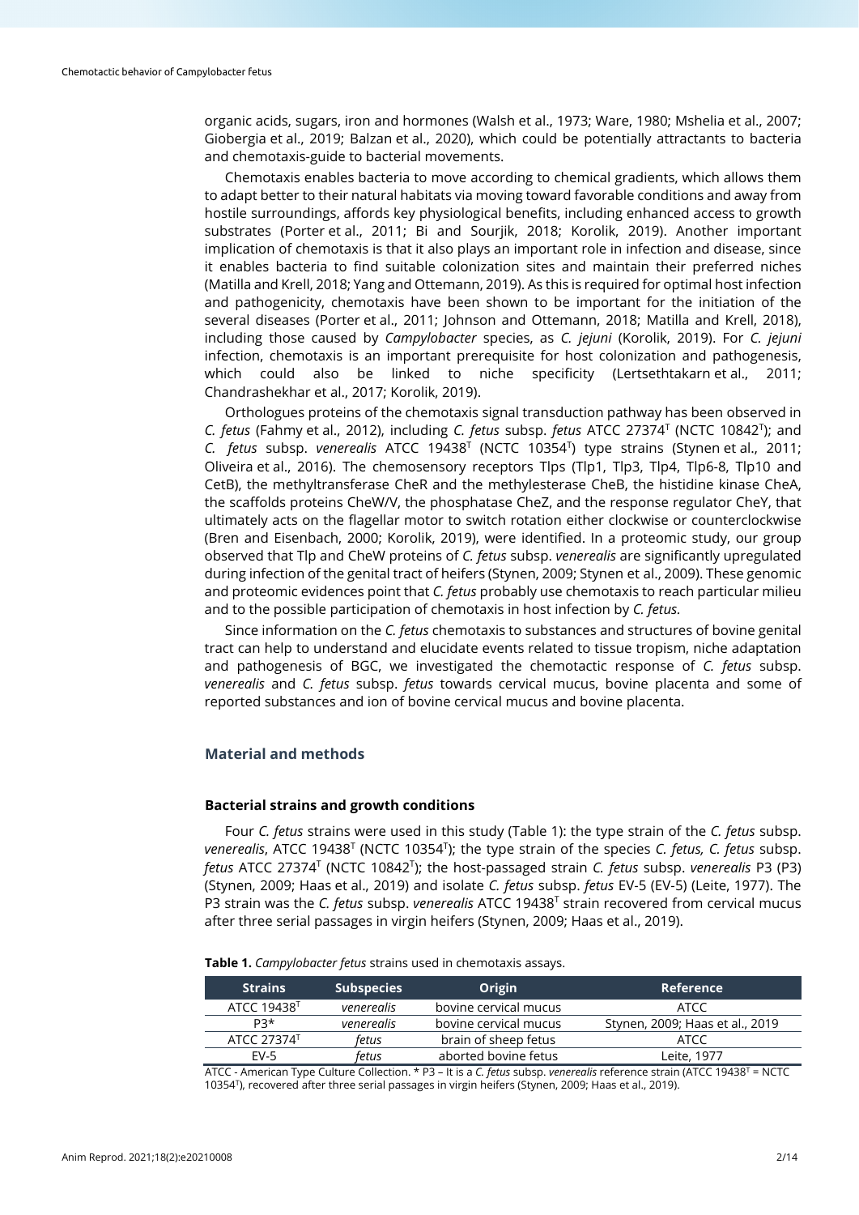organic acids, sugars, iron and hormones (Walsh et al., 1973; Ware, 1980; Mshelia et al., 2007; Giobergia et al., 2019; Balzan et al., 2020), which could be potentially attractants to bacteria and chemotaxis-guide to bacterial movements.

Chemotaxis enables bacteria to move according to chemical gradients, which allows them to adapt better to their natural habitats via moving toward favorable conditions and away from hostile surroundings, affords key physiological benefits, including enhanced access to growth substrates (Porter et al., 2011; Bi and Sourjik, 2018; Korolik, 2019). Another important implication of chemotaxis is that it also plays an important role in infection and disease, since it enables bacteria to find suitable colonization sites and maintain their preferred niches (Matilla and Krell, 2018; Yang and Ottemann, 2019). As this is required for optimal host infection and pathogenicity, chemotaxis have been shown to be important for the initiation of the several diseases (Porter et al., 2011; Johnson and Ottemann, 2018; Matilla and Krell, 2018), including those caused by *Campylobacter* species, as *C. jejuni* (Korolik, 2019). For *C. jejuni* infection, chemotaxis is an important prerequisite for host colonization and pathogenesis, which could also be linked to niche specificity (Lertsethtakarn et al., 2011; Chandrashekhar et al., 2017; Korolik, 2019).

Orthologues proteins of the chemotaxis signal transduction pathway has been observed in *C. fetus* (Fahmy et al., 2012), including *C. fetus* subsp. *fetus* ATCC 27374$^T$ (NCTC 10842$^T$); and *C. fetus* subsp. *venerealis* ATCC 19438$^T$ (NCTC 10354$^T$) type strains (Stynen et al., 2011; Oliveira et al., 2016). The chemosensory receptors Tlps (Tlp1, Tlp3, Tlp4, Tlp6-8, Tlp10 and CetB), the methyltransferase CheR and the methylesterase CheB, the histidine kinase CheA, the scaffolds proteins CheW/V, the phosphatase CheZ, and the response regulator CheY, that ultimately acts on the flagellar motor to switch rotation either clockwise or counterclockwise (Bren and Eisenbach, 2000; Korolik, 2019), were identified. In a proteomic study, our group observed that Tlp and CheW proteins of *C. fetus* subsp. *venerealis* are significantly upregulated during infection of the genital tract of heifers (Stynen, 2009; Stynen et al., 2011). These genomic and proteomic evidences point that *C. fetus* probably use chemotaxis to reach particular milieu and to the possible participation of chemotaxis in host infection by *C. fetus.*

Since information on the *C. fetus* chemotaxis to substances and structures of bovine genital tract can help to understand and elucidate events related to tissue tropism, niche adaptation and pathogenesis of BGC, we investigated the chemotactic response of *C. fetus* subsp. *venerealis* and *C. fetus* subsp. *fetus* towards cervical mucus, bovine placenta and some of reported substances and ion of bovine cervical mucus and bovine placenta.

## Material and methods

### Bacterial strains and growth conditions

Four *C. fetus* strains were used in this study (Table 1): the type strain of the *C. fetus* subsp. *venerealis*, ATCC 19438$^T$ (NCTC 10354$^T$); the type strain of the species *C. fetus, C. fetus* subsp. *fetus* ATCC 27374$^T$ (NCTC 10842$^T$); the host-passaged strain *C. fetus* subsp. *venerealis* P3 (P3) (Stynen, 2009; Haas et al., 2019) and isolate *C. fetus* subsp. *fetus* EV-5 (EV-5) (Leite, 1977). The P3 strain was the *C. fetus* subsp. *venerealis* ATCC 19438$^T$ strain recovered from cervical mucus after three serial passages in virgin heifers (Stynen, 2009; Haas et al., 2019).

**Table 1.** *Campylobacter fetus* strains used in chemotaxis assays.

| Strains | Subspecies | Origin | Reference |
|---|---|---|---|
| ATCC 19438$^T$ | *venerealis* | bovine cervical mucus | ATCC |
| P3* | *venerealis* | bovine cervical mucus | Stynen, 2009; Haas et al., 2019 |
| ATCC 27374$^T$ | *fetus* | brain of sheep fetus | ATCC |
| EV-5 | *fetus* | aborted bovine fetus | Leite, 1977 |

ATCC - American Type Culture Collection. * P3 – It is a *C. fetus* subsp. *venerealis* reference strain (ATCC 19438$^T$ = NCTC 10354$^T$), recovered after three serial passages in virgin heifers (Stynen, 2009; Haas et al., 2019).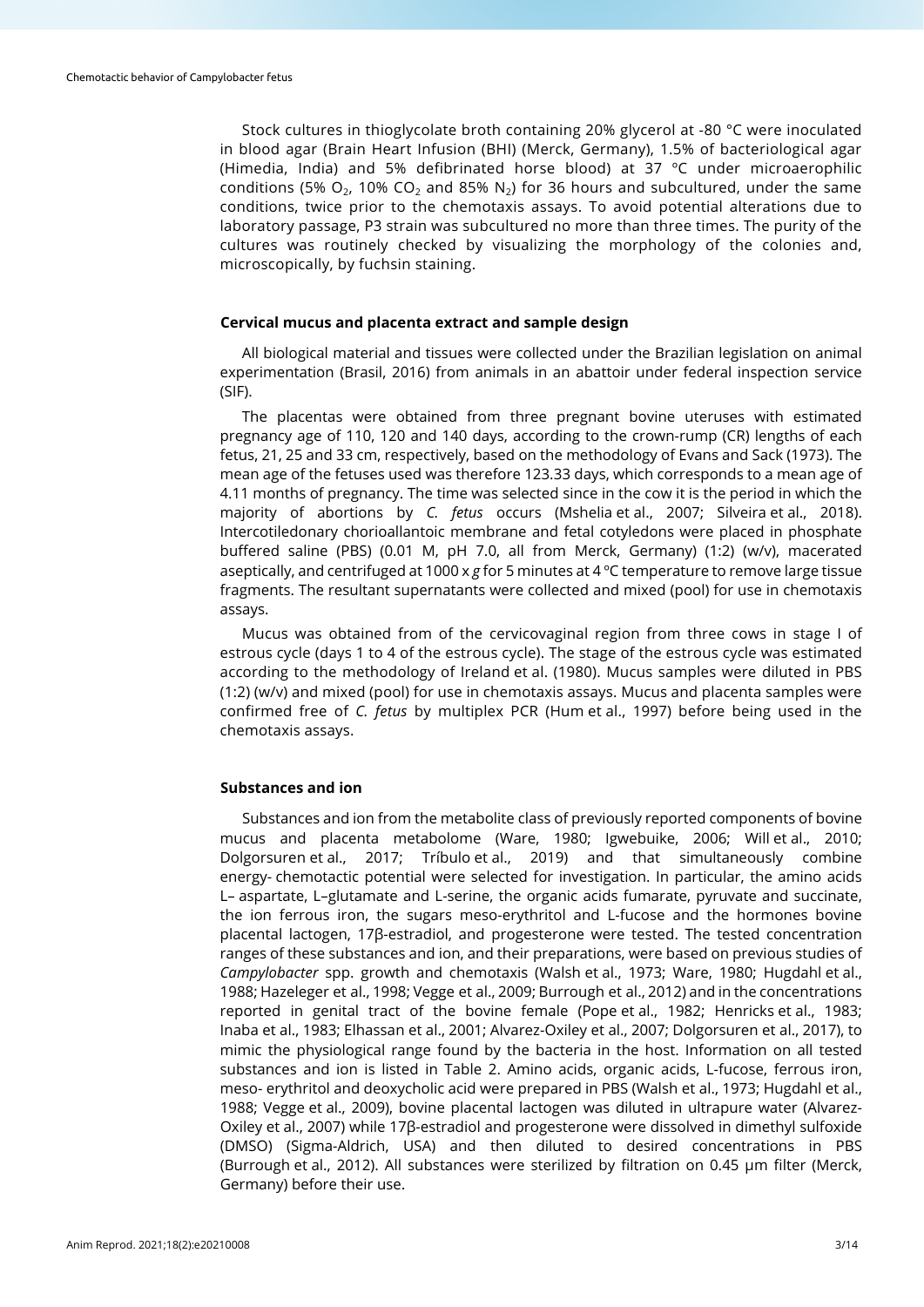Stock cultures in thioglycolate broth containing 20% glycerol at -80 °C were inoculated in blood agar (Brain Heart Infusion (BHI) (Merck, Germany), 1.5% of bacteriological agar (Himedia, India) and 5% defibrinated horse blood) at 37 °C under microaerophilic conditions (5% $O_2$, 10% $CO_2$ and 85% $N_2$) for 36 hours and subcultured, under the same conditions, twice prior to the chemotaxis assays. To avoid potential alterations due to laboratory passage, P3 strain was subcultured no more than three times. The purity of the cultures was routinely checked by visualizing the morphology of the colonies and, microscopically, by fuchsin staining.

### Cervical mucus and placenta extract and sample design

All biological material and tissues were collected under the Brazilian legislation on animal experimentation (Brasil, 2016) from animals in an abattoir under federal inspection service (SIF).

The placentas were obtained from three pregnant bovine uteruses with estimated pregnancy age of 110, 120 and 140 days, according to the crown-rump (CR) lengths of each fetus, 21, 25 and 33 cm, respectively, based on the methodology of Evans and Sack (1973). The mean age of the fetuses used was therefore 123.33 days, which corresponds to a mean age of 4.11 months of pregnancy. The time was selected since in the cow it is the period in which the majority of abortions by *C. fetus* occurs (Mshelia et al., 2007; Silveira et al., 2018). Intercotiledonary chorioallantoic membrane and fetal cotyledons were placed in phosphate buffered saline (PBS) (0.01 M, pH 7.0, all from Merck, Germany) (1:2) (w/v), macerated aseptically, and centrifuged at 1000 x *g* for 5 minutes at 4 °C temperature to remove large tissue fragments. The resultant supernatants were collected and mixed (pool) for use in chemotaxis assays.

Mucus was obtained from of the cervicovaginal region from three cows in stage I of estrous cycle (days 1 to 4 of the estrous cycle). The stage of the estrous cycle was estimated according to the methodology of Ireland et al. (1980). Mucus samples were diluted in PBS (1:2) (w/v) and mixed (pool) for use in chemotaxis assays. Mucus and placenta samples were confirmed free of *C. fetus* by multiplex PCR (Hum et al., 1997) before being used in the chemotaxis assays.

### Substances and ion

Substances and ion from the metabolite class of previously reported components of bovine mucus and placenta metabolome (Ware, 1980; Igwebuike, 2006; Will et al., 2010; Dolgorsuren et al., 2017; Tríbulo et al., 2019) and that simultaneously combine energy- chemotactic potential were selected for investigation. In particular, the amino acids L– aspartate, L–glutamate and L-serine, the organic acids fumarate, pyruvate and succinate, the ion ferrous iron, the sugars meso-erythritol and L-fucose and the hormones bovine placental lactogen, 17β-estradiol, and progesterone were tested. The tested concentration ranges of these substances and ion, and their preparations, were based on previous studies of *Campylobacter* spp. growth and chemotaxis (Walsh et al., 1973; Ware, 1980; Hugdahl et al., 1988; Hazeleger et al., 1998; Vegge et al., 2009; Burrough et al., 2012) and in the concentrations reported in genital tract of the bovine female (Pope et al., 1982; Henricks et al., 1983; Inaba et al., 1983; Elhassan et al., 2001; Alvarez-Oxiley et al., 2007; Dolgorsuren et al., 2017), to mimic the physiological range found by the bacteria in the host. Information on all tested substances and ion is listed in Table 2. Amino acids, organic acids, L-fucose, ferrous iron, meso- erythritol and deoxycholic acid were prepared in PBS (Walsh et al., 1973; Hugdahl et al., 1988; Vegge et al., 2009), bovine placental lactogen was diluted in ultrapure water (Alvarez-Oxiley et al., 2007) while 17β-estradiol and progesterone were dissolved in dimethyl sulfoxide (DMSO) (Sigma-Aldrich, USA) and then diluted to desired concentrations in PBS (Burrough et al., 2012). All substances were sterilized by filtration on 0.45 μm filter (Merck, Germany) before their use.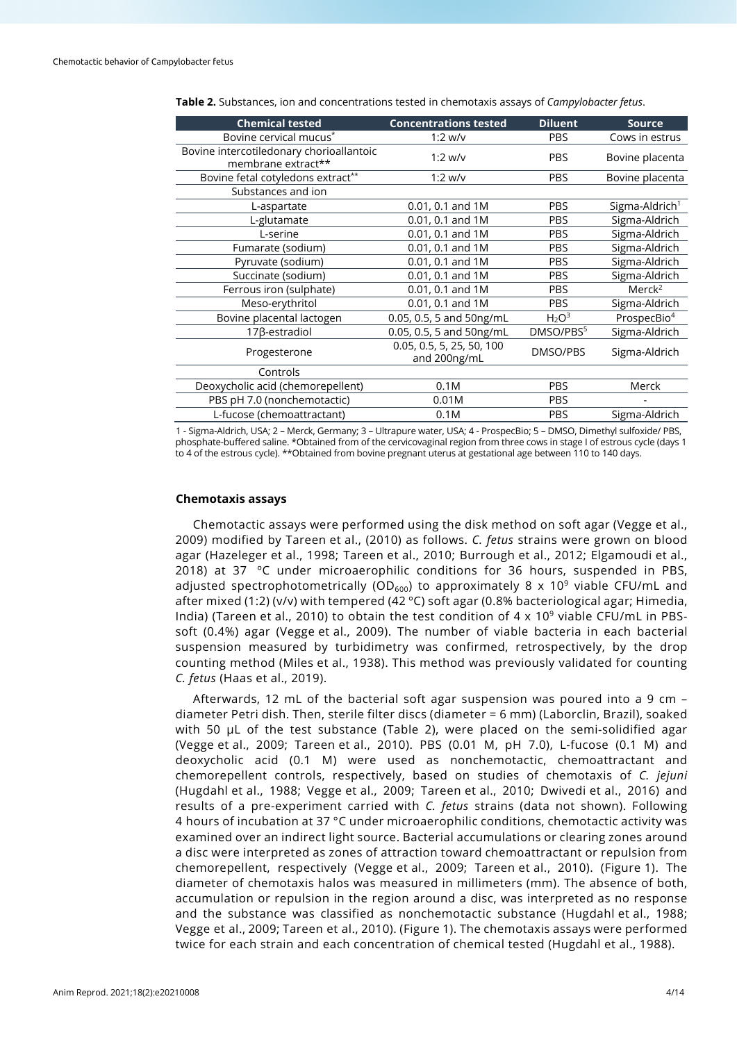**Table 2.** Substances, ion and concentrations tested in chemotaxis assays of *Campylobacter fetus*.

| Chemical tested | Concentrations tested | Diluent | Source |
|---|---|---|---|
| Bovine cervical mucus* | 1:2 w/v | PBS | Cows in estrus |
| Bovine intercotiledonary chorioallantoic membrane extract** | 1:2 w/v | PBS | Bovine placenta |
| Bovine fetal cotyledons extract** | 1:2 w/v | PBS | Bovine placenta |
| Substances and ion | | | |
| L-aspartate | 0.01, 0.1 and 1M | PBS | Sigma-Aldrich[1] |
| L-glutamate | 0.01, 0.1 and 1M | PBS | Sigma-Aldrich |
| L-serine | 0.01, 0.1 and 1M | PBS | Sigma-Aldrich |
| Fumarate (sodium) | 0.01, 0.1 and 1M | PBS | Sigma-Aldrich |
| Pyruvate (sodium) | 0.01, 0.1 and 1M | PBS | Sigma-Aldrich |
| Succinate (sodium) | 0.01, 0.1 and 1M | PBS | Sigma-Aldrich |
| Ferrous iron (sulphate) | 0.01, 0.1 and 1M | PBS | Merck[2] |
| Meso-erythritol | 0.01, 0.1 and 1M | PBS | Sigma-Aldrich |
| Bovine placental lactogen | 0.05, 0.5, 5 and 50ng/mL | $H_2O$[3] | ProspecBio[4] |
| 17β-estradiol | 0.05, 0.5, 5 and 50ng/mL | DMSO/PBS[5] | Sigma-Aldrich |
| Progesterone | 0.05, 0.5, 5, 25, 50, 100 and 200ng/mL | DMSO/PBS | Sigma-Aldrich |
| Controls | | | |
| Deoxycholic acid (chemorepellent) | 0.1M | PBS | Merck |
| PBS pH 7.0 (nonchemotactic) | 0.01M | PBS | - |
| L-fucose (chemoattractant) | 0.1M | PBS | Sigma-Aldrich |

1 - Sigma-Aldrich, USA; 2 – Merck, Germany; 3 – Ultrapure water, USA; 4 - ProspecBio; 5 – DMSO, Dimethyl sulfoxide/ PBS, phosphate-buffered saline. *Obtained from of the cervicovaginal region from three cows in stage I of estrous cycle (days 1 to 4 of the estrous cycle). **Obtained from bovine pregnant uterus at gestational age between 110 to 140 days.

### Chemotaxis assays

Chemotactic assays were performed using the disk method on soft agar (Vegge et al., 2009) modified by Tareen et al., (2010) as follows. *C. fetus* strains were grown on blood agar (Hazeleger et al., 1998; Tareen et al., 2010; Burrough et al., 2012; Elgamoudi et al., 2018) at 37 °C under microaerophilic conditions for 36 hours, suspended in PBS, adjusted spectrophotometrically ($OD_{600}$) to approximately 8 x $10^9$ viable CFU/mL and after mixed (1:2) (v/v) with tempered (42 °C) soft agar (0.8% bacteriological agar; Himedia, India) (Tareen et al., 2010) to obtain the test condition of 4 x $10^9$ viable CFU/mL in PBS-soft (0.4%) agar (Vegge et al., 2009). The number of viable bacteria in each bacterial suspension measured by turbidimetry was confirmed, retrospectively, by the drop counting method (Miles et al., 1938). This method was previously validated for counting *C. fetus* (Haas et al., 2019).

Afterwards, 12 mL of the bacterial soft agar suspension was poured into a 9 cm – diameter Petri dish. Then, sterile filter discs (diameter = 6 mm) (Laborclin, Brazil), soaked with 50 µL of the test substance (Table 2), were placed on the semi-solidified agar (Vegge et al., 2009; Tareen et al., 2010). PBS (0.01 M, pH 7.0), L-fucose (0.1 M) and deoxycholic acid (0.1 M) were used as nonchemotactic, chemoattractant and chemorepellent controls, respectively, based on studies of chemotaxis of *C. jejuni* (Hugdahl et al., 1988; Vegge et al., 2009; Tareen et al., 2010; Dwivedi et al., 2016) and results of a pre-experiment carried with *C. fetus* strains (data not shown). Following 4 hours of incubation at 37 °C under microaerophilic conditions, chemotactic activity was examined over an indirect light source. Bacterial accumulations or clearing zones around a disc were interpreted as zones of attraction toward chemoattractant or repulsion from chemorepellent, respectively (Vegge et al., 2009; Tareen et al., 2010). (Figure 1). The diameter of chemotaxis halos was measured in millimeters (mm). The absence of both, accumulation or repulsion in the region around a disc, was interpreted as no response and the substance was classified as nonchemotactic substance (Hugdahl et al., 1988; Vegge et al., 2009; Tareen et al., 2010). (Figure 1). The chemotaxis assays were performed twice for each strain and each concentration of chemical tested (Hugdahl et al., 1988).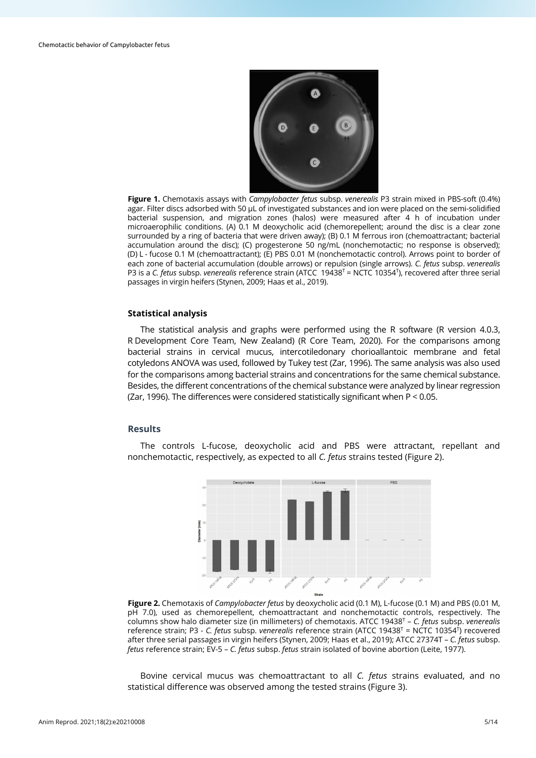**Figure 1.** Chemotaxis assays with *Campylobacter fetus* subsp. *venerealis* P3 strain mixed in PBS-soft (0.4%) agar. Filter discs adsorbed with 50 µL of investigated substances and ion were placed on the semi-solidified bacterial suspension, and migration zones (halos) were measured after 4 h of incubation under microaerophilic conditions. (A) 0.1 M deoxycholic acid (chemorepellent; around the disc is a clear zone surrounded by a ring of bacteria that were driven away); (B) 0.1 M ferrous iron (chemoattractant; bacterial accumulation around the disc); (C) progesterone 50 ng/mL (nonchemotactic; no response is observed); (D) L - fucose 0.1 M (chemoattractant); (E) PBS 0.01 M (nonchemotactic control). Arrows point to border of each zone of bacterial accumulation (double arrows) or repulsion (single arrows). *C. fetus* subsp. *venerealis* P3 is a *C. fetus* subsp. *venerealis* reference strain (ATCC 19438[T] = NCTC 10354[T]), recovered after three serial passages in virgin heifers (Stynen, 2009; Haas et al., 2019).

### Statistical analysis

The statistical analysis and graphs were performed using the R software (R version 4.0.3, R Development Core Team, New Zealand) (R Core Team, 2020). For the comparisons among bacterial strains in cervical mucus, intercotiledonary chorioallantoic membrane and fetal cotyledons ANOVA was used, followed by Tukey test (Zar, 1996). The same analysis was also used for the comparisons among bacterial strains and concentrations for the same chemical substance. Besides, the different concentrations of the chemical substance were analyzed by linear regression (Zar, 1996). The differences were considered statistically significant when $P < 0.05$.

## Results

The controls L-fucose, deoxycholic acid and PBS were attractant, repellant and nonchemotactic, respectively, as expected to all *C. fetus* strains tested (Figure 2).

**Figure 2.** Chemotaxis of *Campylobacter fetus* by deoxycholic acid (0.1 M), L-fucose (0.1 M) and PBS (0.01 M, pH 7.0), used as chemorepellent, chemoattractant and nonchemotactic controls, respectively. The columns show halo diameter size (in millimeters) of chemotaxis. ATCC 19438[T] – *C. fetus* subsp. *venerealis* reference strain; P3 - *C. fetus* subsp. *venerealis* reference strain (ATCC 19438[T] = NCTC 10354[T]) recovered after three serial passages in virgin heifers (Stynen, 2009; Haas et al., 2019); ATCC 27374T – *C. fetus* subsp. *fetus* reference strain; EV-5 – *C. fetus* subsp. *fetus* strain isolated of bovine abortion (Leite, 1977).

Bovine cervical mucus was chemoattractant to all *C. fetus* strains evaluated, and no statistical difference was observed among the tested strains (Figure 3).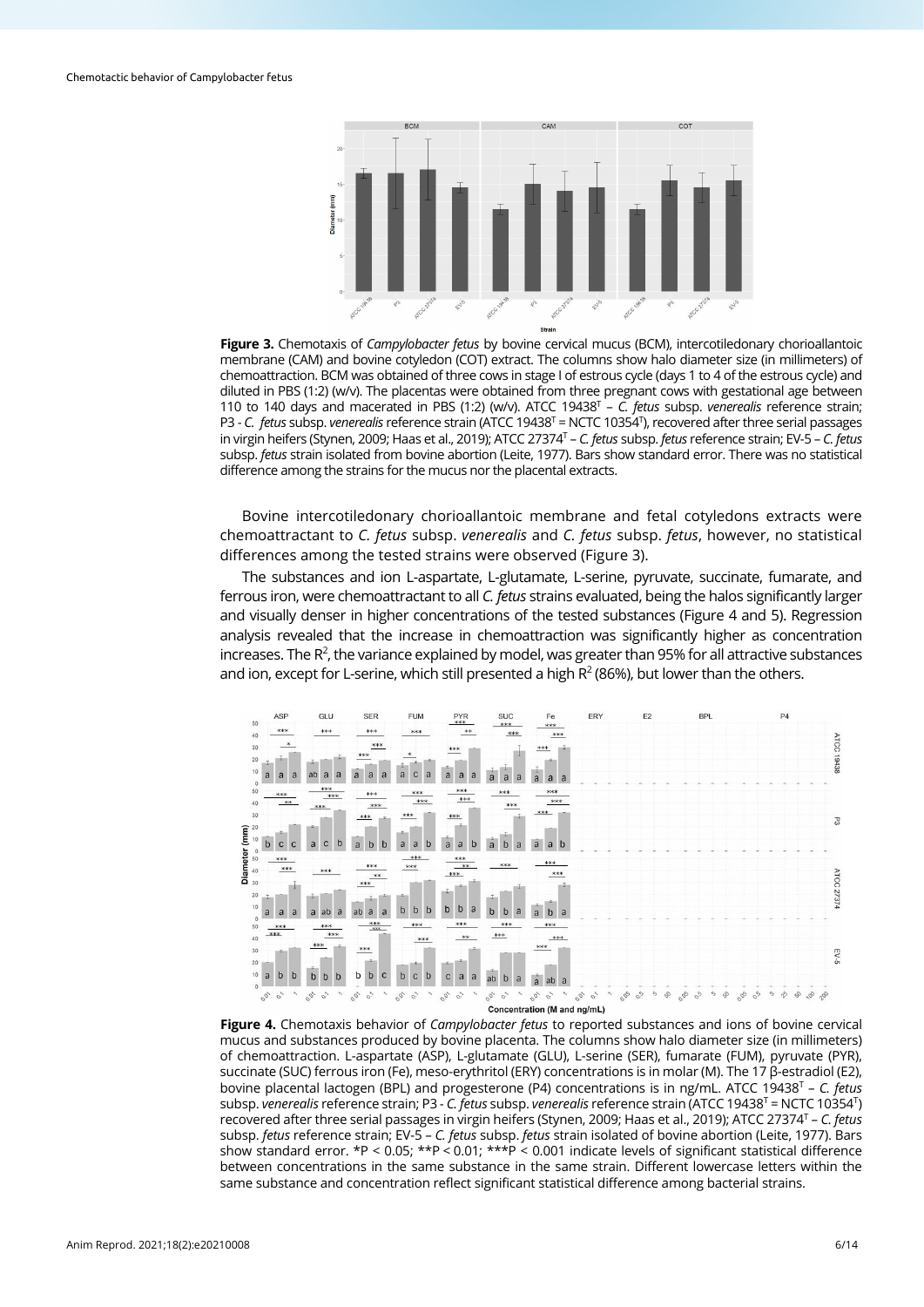**Figure 3.** Chemotaxis of *Campylobacter fetus* by bovine cervical mucus (BCM), intercotiledonary chorioallantoic membrane (CAM) and bovine cotyledon (COT) extract. The columns show halo diameter size (in millimeters) of chemoattraction. BCM was obtained of three cows in stage I of estrous cycle (days 1 to 4 of the estrous cycle) and diluted in PBS (1:2) (w/v). The placentas were obtained from three pregnant cows with gestational age between 110 to 140 days and macerated in PBS (1:2) (w/v). ATCC 19438$^T$ – *C. fetus* subsp. *venerealis* reference strain; P3 - *C. fetus* subsp. *venerealis* reference strain (ATCC 19438$^T$ = NCTC 10354$^T$), recovered after three serial passages in virgin heifers (Stynen, 2009; Haas et al., 2019); ATCC 27374$^T$ – *C. fetus* subsp. *fetus* reference strain; EV-5 – *C. fetus* subsp. *fetus* strain isolated from bovine abortion (Leite, 1977). Bars show standard error. There was no statistical difference among the strains for the mucus nor the placental extracts.

Bovine intercotiledonary chorioallantoic membrane and fetal cotyledons extracts were chemoattractant to *C. fetus* subsp. *venerealis* and *C. fetus* subsp. *fetus*, however, no statistical differences among the tested strains were observed (Figure 3).

The substances and ion L-aspartate, L-glutamate, L-serine, pyruvate, succinate, fumarate, and ferrous iron, were chemoattractant to all *C. fetus* strains evaluated, being the halos significantly larger and visually denser in higher concentrations of the tested substances (Figure 4 and 5). Regression analysis revealed that the increase in chemoattraction was significantly higher as concentration increases. The $R^2$, the variance explained by model, was greater than 95% for all attractive substances and ion, except for L-serine, which still presented a high $R^2$ (86%), but lower than the others.

**Figure 4.** Chemotaxis behavior of *Campylobacter fetus* to reported substances and ions of bovine cervical mucus and substances produced by bovine placenta. The columns show halo diameter size (in millimeters) of chemoattraction. L-aspartate (ASP), L-glutamate (GLU), L-serine (SER), fumarate (FUM), pyruvate (PYR), succinate (SUC) ferrous iron (Fe), meso-erythritol (ERY) concentrations is in molar (M). The 17 β-estradiol (E2), bovine placental lactogen (BPL) and progesterone (P4) concentrations is in ng/mL. ATCC 19438$^T$ – *C. fetus* subsp. *venerealis* reference strain; P3 - *C. fetus* subsp. *venerealis* reference strain (ATCC 19438$^T$ = NCTC 10354$^T$) recovered after three serial passages in virgin heifers (Stynen, 2009; Haas et al., 2019); ATCC 27374$^T$ – *C. fetus* subsp. *fetus* reference strain; EV-5 – *C. fetus* subsp. *fetus* strain isolated of bovine abortion (Leite, 1977). Bars show standard error. \*P < 0.05; \*\*P < 0.01; \*\*\*P < 0.001 indicate levels of significant statistical difference between concentrations in the same substance in the same strain. Different lowercase letters within the same substance and concentration reflect significant statistical difference among bacterial strains.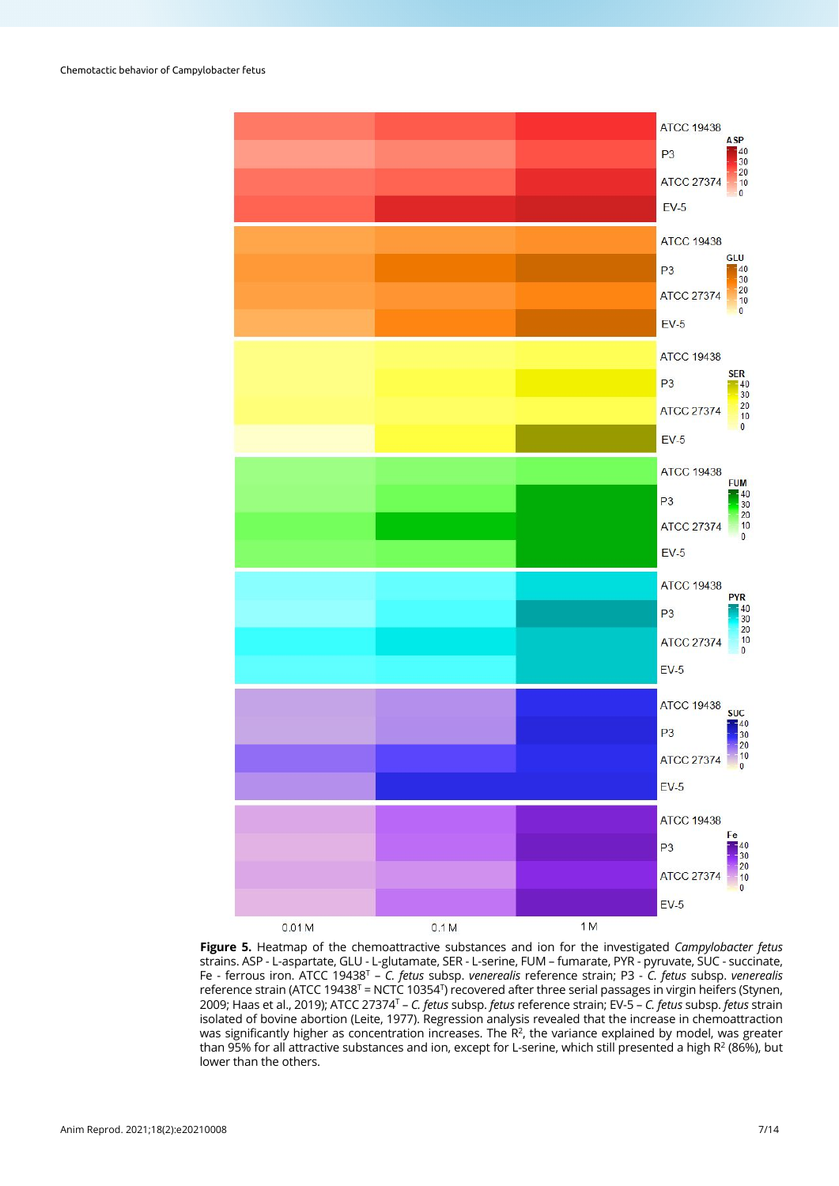**Figure 5.** Heatmap of the chemoattractive substances and ion for the investigated *Campylobacter fetus* strains. ASP - L-aspartate, GLU - L-glutamate, SER - L-serine, FUM – fumarate, PYR - pyruvate, SUC - succinate, Fe - ferrous iron. ATCC 19438ᵀ – *C. fetus* subsp. *venerealis* reference strain; P3 - *C. fetus* subsp. *venerealis* reference strain (ATCC 19438ᵀ = NCTC 10354ᵀ) recovered after three serial passages in virgin heifers (Stynen, 2009; Haas et al., 2019); ATCC 27374ᵀ – *C. fetus* subsp. *fetus* reference strain; EV-5 – *C. fetus* subsp. *fetus* strain isolated of bovine abortion (Leite, 1977). Regression analysis revealed that the increase in chemoattraction was significantly higher as concentration increases. The $R^2$, the variance explained by model, was greater than 95% for all attractive substances and ion, except for L-serine, which still presented a high $R^2$ (86%), but lower than the others.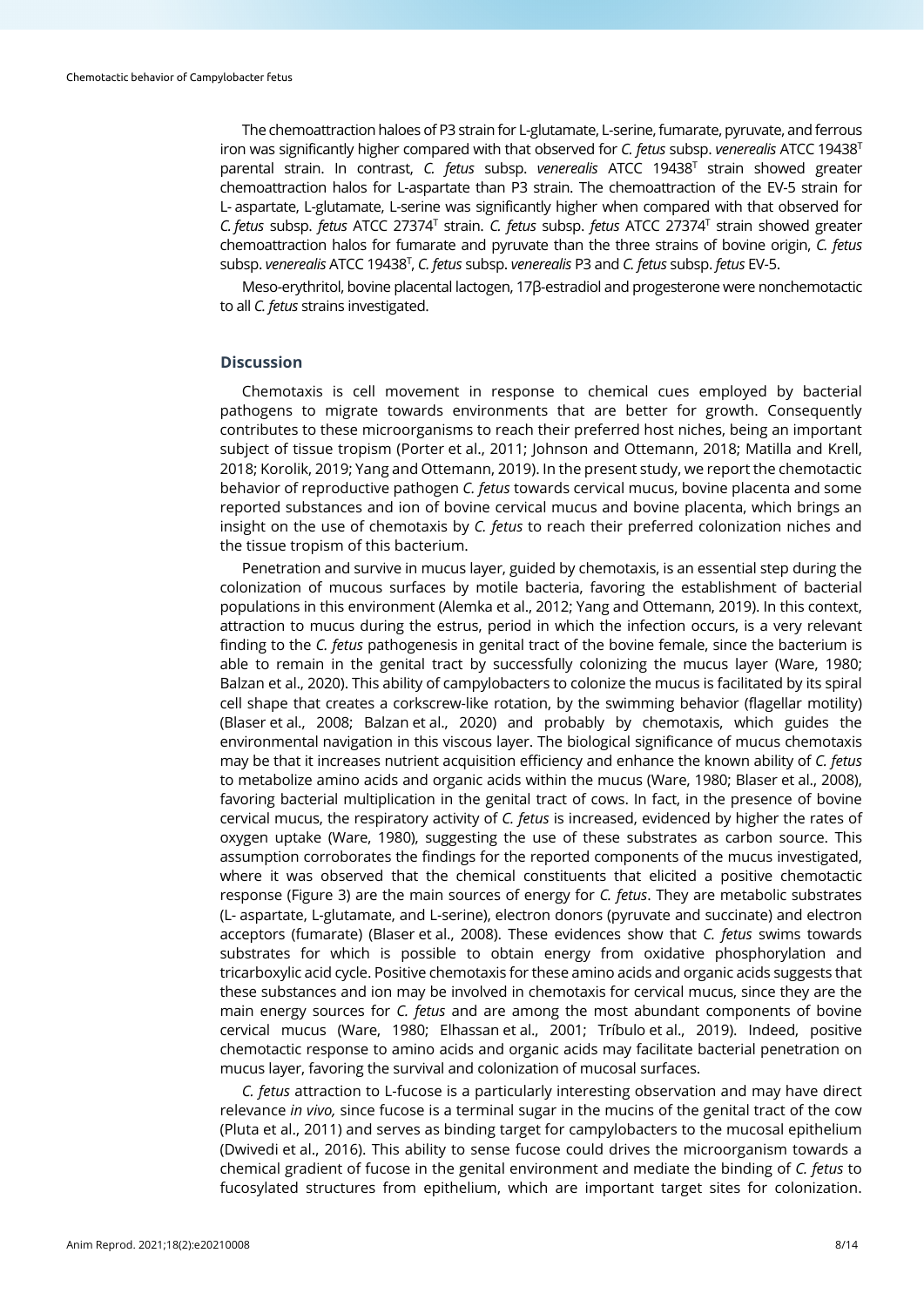The chemoattraction haloes of P3 strain for L-glutamate, L-serine, fumarate, pyruvate, and ferrous iron was significantly higher compared with that observed for *C. fetus* subsp. *venerealis* ATCC 19438$^T$ parental strain. In contrast, *C. fetus* subsp. *venerealis* ATCC 19438$^T$ strain showed greater chemoattraction halos for L-aspartate than P3 strain. The chemoattraction of the EV-5 strain for L- aspartate, L-glutamate, L-serine was significantly higher when compared with that observed for *C. fetus* subsp. *fetus* ATCC 27374$^T$ strain. *C. fetus* subsp. *fetus* ATCC 27374$^T$ strain showed greater chemoattraction halos for fumarate and pyruvate than the three strains of bovine origin, *C. fetus* subsp. *venerealis* ATCC 19438$^T$, *C. fetus* subsp. *venerealis* P3 and *C. fetus* subsp. *fetus* EV-5.

Meso-erythritol, bovine placental lactogen, 17β-estradiol and progesterone were nonchemotactic to all *C. fetus* strains investigated.

## Discussion

Chemotaxis is cell movement in response to chemical cues employed by bacterial pathogens to migrate towards environments that are better for growth. Consequently contributes to these microorganisms to reach their preferred host niches, being an important subject of tissue tropism (Porter et al., 2011; Johnson and Ottemann, 2018; Matilla and Krell, 2018; Korolik, 2019; Yang and Ottemann, 2019). In the present study, we report the chemotactic behavior of reproductive pathogen *C. fetus* towards cervical mucus, bovine placenta and some reported substances and ion of bovine cervical mucus and bovine placenta, which brings an insight on the use of chemotaxis by *C. fetus* to reach their preferred colonization niches and the tissue tropism of this bacterium.

Penetration and survive in mucus layer, guided by chemotaxis, is an essential step during the colonization of mucous surfaces by motile bacteria, favoring the establishment of bacterial populations in this environment (Alemka et al., 2012; Yang and Ottemann, 2019). In this context, attraction to mucus during the estrus, period in which the infection occurs, is a very relevant finding to the *C. fetus* pathogenesis in genital tract of the bovine female, since the bacterium is able to remain in the genital tract by successfully colonizing the mucus layer (Ware, 1980; Balzan et al., 2020). This ability of campylobacters to colonize the mucus is facilitated by its spiral cell shape that creates a corkscrew-like rotation, by the swimming behavior (flagellar motility) (Blaser et al., 2008; Balzan et al., 2020) and probably by chemotaxis, which guides the environmental navigation in this viscous layer. The biological significance of mucus chemotaxis may be that it increases nutrient acquisition efficiency and enhance the known ability of *C. fetus* to metabolize amino acids and organic acids within the mucus (Ware, 1980; Blaser et al., 2008), favoring bacterial multiplication in the genital tract of cows. In fact, in the presence of bovine cervical mucus, the respiratory activity of *C. fetus* is increased, evidenced by higher the rates of oxygen uptake (Ware, 1980), suggesting the use of these substrates as carbon source. This assumption corroborates the findings for the reported components of the mucus investigated, where it was observed that the chemical constituents that elicited a positive chemotactic response (Figure 3) are the main sources of energy for *C. fetus*. They are metabolic substrates (L- aspartate, L-glutamate, and L-serine), electron donors (pyruvate and succinate) and electron acceptors (fumarate) (Blaser et al., 2008). These evidences show that *C. fetus* swims towards substrates for which is possible to obtain energy from oxidative phosphorylation and tricarboxylic acid cycle. Positive chemotaxis for these amino acids and organic acids suggests that these substances and ion may be involved in chemotaxis for cervical mucus, since they are the main energy sources for *C. fetus* and are among the most abundant components of bovine cervical mucus (Ware, 1980; Elhassan et al., 2001; Tríbulo et al., 2019). Indeed, positive chemotactic response to amino acids and organic acids may facilitate bacterial penetration on mucus layer, favoring the survival and colonization of mucosal surfaces.

*C. fetus* attraction to L-fucose is a particularly interesting observation and may have direct relevance *in vivo,* since fucose is a terminal sugar in the mucins of the genital tract of the cow (Pluta et al., 2011) and serves as binding target for campylobacters to the mucosal epithelium (Dwivedi et al., 2016). This ability to sense fucose could drives the microorganism towards a chemical gradient of fucose in the genital environment and mediate the binding of *C. fetus* to fucosylated structures from epithelium, which are important target sites for colonization.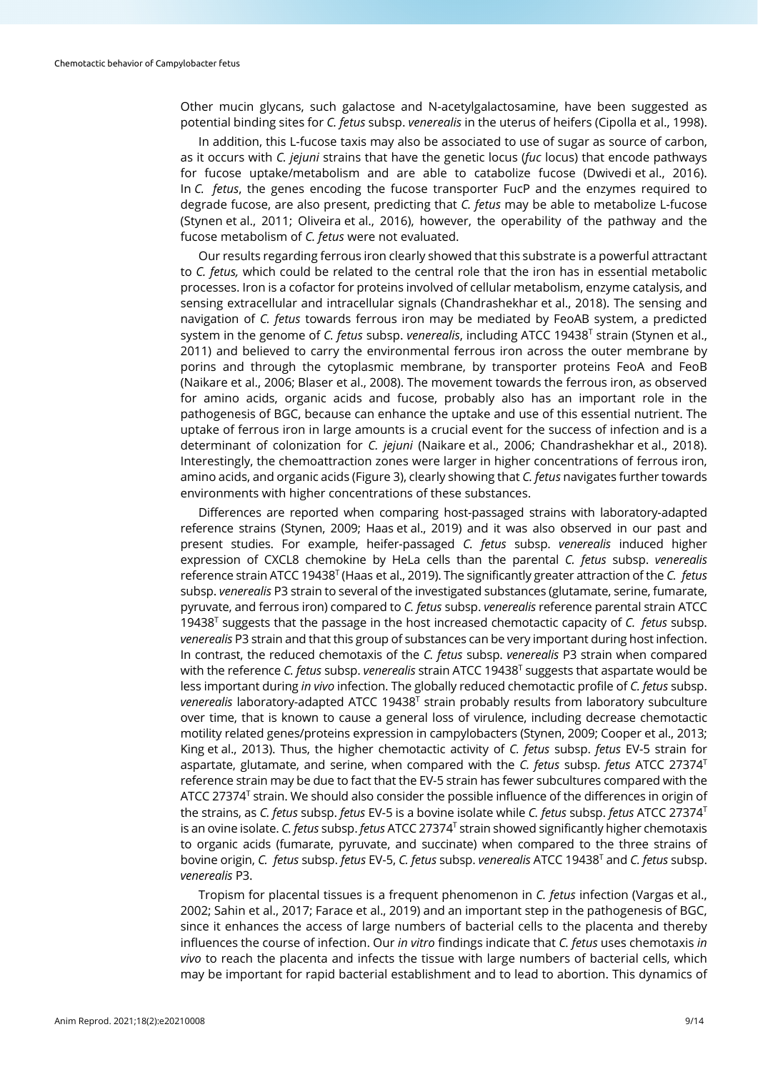Other mucin glycans, such galactose and N-acetylgalactosamine, have been suggested as potential binding sites for *C. fetus* subsp. *venerealis* in the uterus of heifers (Cipolla et al., 1998).

In addition, this L-fucose taxis may also be associated to use of sugar as source of carbon, as it occurs with *C. jejuni* strains that have the genetic locus (*fuc* locus) that encode pathways for fucose uptake/metabolism and are able to catabolize fucose (Dwivedi et al., 2016). In *C. fetus*, the genes encoding the fucose transporter FucP and the enzymes required to degrade fucose, are also present, predicting that *C. fetus* may be able to metabolize L-fucose (Stynen et al., 2011; Oliveira et al., 2016), however, the operability of the pathway and the fucose metabolism of *C. fetus* were not evaluated.

Our results regarding ferrous iron clearly showed that this substrate is a powerful attractant to *C. fetus,* which could be related to the central role that the iron has in essential metabolic processes. Iron is a cofactor for proteins involved of cellular metabolism, enzyme catalysis, and sensing extracellular and intracellular signals (Chandrashekhar et al., 2018). The sensing and navigation of *C. fetus* towards ferrous iron may be mediated by FeoAB system, a predicted system in the genome of *C. fetus* subsp. *venerealis*, including ATCC 19438ᵀ strain (Stynen et al., 2011) and believed to carry the environmental ferrous iron across the outer membrane by porins and through the cytoplasmic membrane, by transporter proteins FeoA and FeoB (Naikare et al., 2006; Blaser et al., 2008). The movement towards the ferrous iron, as observed for amino acids, organic acids and fucose, probably also has an important role in the pathogenesis of BGC, because can enhance the uptake and use of this essential nutrient. The uptake of ferrous iron in large amounts is a crucial event for the success of infection and is a determinant of colonization for *C. jejuni* (Naikare et al., 2006; Chandrashekhar et al., 2018). Interestingly, the chemoattraction zones were larger in higher concentrations of ferrous iron, amino acids, and organic acids (Figure 3), clearly showing that *C. fetus* navigates further towards environments with higher concentrations of these substances.

Differences are reported when comparing host-passaged strains with laboratory-adapted reference strains (Stynen, 2009; Haas et al., 2019) and it was also observed in our past and present studies. For example, heifer-passaged *C. fetus* subsp. *venerealis* induced higher expression of CXCL8 chemokine by HeLa cells than the parental *C. fetus* subsp. *venerealis* reference strain ATCC 19438ᵀ (Haas et al., 2019). The significantly greater attraction of the *C. fetus* subsp. *venerealis* P3 strain to several of the investigated substances (glutamate, serine, fumarate, pyruvate, and ferrous iron) compared to *C. fetus* subsp. *venerealis* reference parental strain ATCC 19438ᵀ suggests that the passage in the host increased chemotactic capacity of *C. fetus* subsp. *venerealis* P3 strain and that this group of substances can be very important during host infection. In contrast, the reduced chemotaxis of the *C. fetus* subsp. *venerealis* P3 strain when compared with the reference *C. fetus* subsp. *venerealis* strain ATCC 19438ᵀ suggests that aspartate would be less important during *in vivo* infection. The globally reduced chemotactic profile of *C. fetus* subsp. *venerealis* laboratory-adapted ATCC 19438ᵀ strain probably results from laboratory subculture over time, that is known to cause a general loss of virulence, including decrease chemotactic motility related genes/proteins expression in campylobacters (Stynen, 2009; Cooper et al., 2013; King et al., 2013). Thus, the higher chemotactic activity of *C. fetus* subsp. *fetus* EV-5 strain for aspartate, glutamate, and serine, when compared with the *C. fetus* subsp. *fetus* ATCC 27374ᵀ reference strain may be due to fact that the EV-5 strain has fewer subcultures compared with the ATCC 27374ᵀ strain. We should also consider the possible influence of the differences in origin of the strains, as *C. fetus* subsp. *fetus* EV-5 is a bovine isolate while *C. fetus* subsp. *fetus* ATCC 27374ᵀ is an ovine isolate. *C. fetus* subsp. *fetus* ATCC 27374ᵀ strain showed significantly higher chemotaxis to organic acids (fumarate, pyruvate, and succinate) when compared to the three strains of bovine origin, *C. fetus* subsp. *fetus* EV-5, *C. fetus* subsp. *venerealis* ATCC 19438ᵀ and *C. fetus* subsp. *venerealis* P3.

Tropism for placental tissues is a frequent phenomenon in *C. fetus* infection (Vargas et al., 2002; Sahin et al., 2017; Farace et al., 2019) and an important step in the pathogenesis of BGC, since it enhances the access of large numbers of bacterial cells to the placenta and thereby influences the course of infection. Our *in vitro* findings indicate that *C. fetus* uses chemotaxis *in vivo* to reach the placenta and infects the tissue with large numbers of bacterial cells, which may be important for rapid bacterial establishment and to lead to abortion. This dynamics of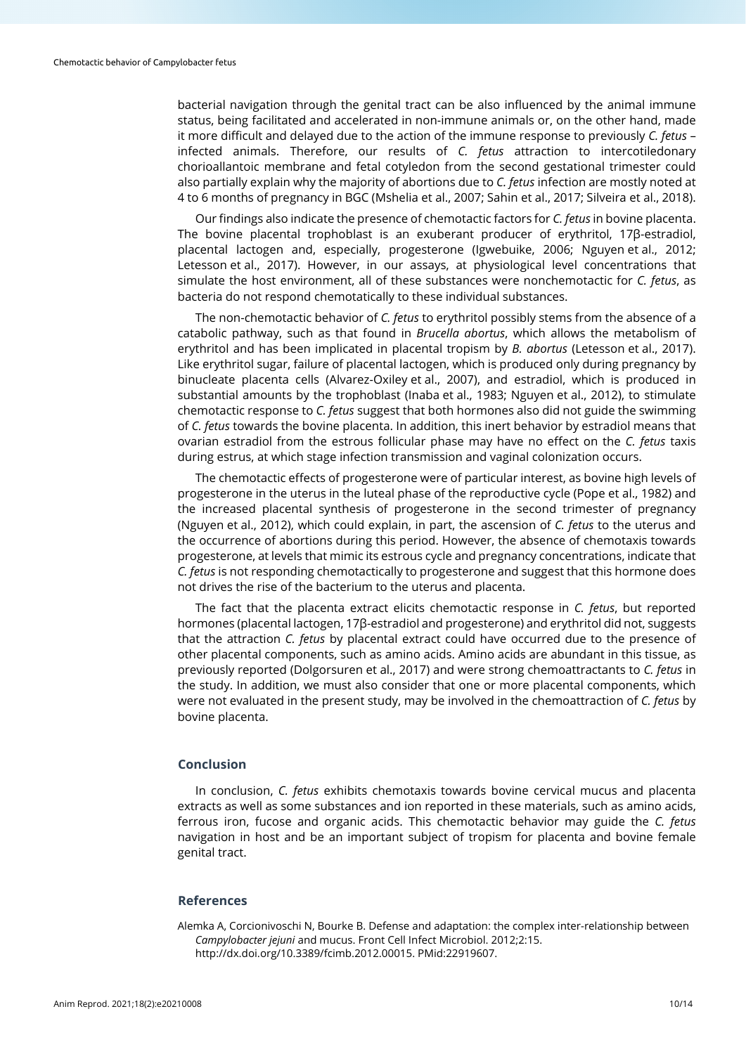bacterial navigation through the genital tract can be also influenced by the animal immune status, being facilitated and accelerated in non-immune animals or, on the other hand, made it more difficult and delayed due to the action of the immune response to previously *C. fetus* –infected animals. Therefore, our results of *C. fetus* attraction to intercotiledonary chorioallantoic membrane and fetal cotyledon from the second gestational trimester could also partially explain why the majority of abortions due to *C. fetus* infection are mostly noted at 4 to 6 months of pregnancy in BGC (Mshelia et al., 2007; Sahin et al., 2017; Silveira et al., 2018).

Our findings also indicate the presence of chemotactic factors for *C. fetus* in bovine placenta. The bovine placental trophoblast is an exuberant producer of erythritol, 17β-estradiol, placental lactogen and, especially, progesterone (Igwebuike, 2006; Nguyen et al., 2012; Letesson et al., 2017). However, in our assays, at physiological level concentrations that simulate the host environment, all of these substances were nonchemotactic for *C. fetus*, as bacteria do not respond chemotatically to these individual substances.

The non-chemotactic behavior of *C. fetus* to erythritol possibly stems from the absence of a catabolic pathway, such as that found in *Brucella abortus*, which allows the metabolism of erythritol and has been implicated in placental tropism by *B. abortus* (Letesson et al., 2017). Like erythritol sugar, failure of placental lactogen, which is produced only during pregnancy by binucleate placenta cells (Alvarez-Oxiley et al., 2007), and estradiol, which is produced in substantial amounts by the trophoblast (Inaba et al., 1983; Nguyen et al., 2012), to stimulate chemotactic response to *C. fetus* suggest that both hormones also did not guide the swimming of *C. fetus* towards the bovine placenta. In addition, this inert behavior by estradiol means that ovarian estradiol from the estrous follicular phase may have no effect on the *C. fetus* taxis during estrus, at which stage infection transmission and vaginal colonization occurs.

The chemotactic effects of progesterone were of particular interest, as bovine high levels of progesterone in the uterus in the luteal phase of the reproductive cycle (Pope et al., 1982) and the increased placental synthesis of progesterone in the second trimester of pregnancy (Nguyen et al., 2012), which could explain, in part, the ascension of *C. fetus* to the uterus and the occurrence of abortions during this period. However, the absence of chemotaxis towards progesterone, at levels that mimic its estrous cycle and pregnancy concentrations, indicate that *C. fetus* is not responding chemotactically to progesterone and suggest that this hormone does not drives the rise of the bacterium to the uterus and placenta.

The fact that the placenta extract elicits chemotactic response in *C. fetus*, but reported hormones (placental lactogen, 17β-estradiol and progesterone) and erythritol did not, suggests that the attraction *C. fetus* by placental extract could have occurred due to the presence of other placental components, such as amino acids. Amino acids are abundant in this tissue, as previously reported (Dolgorsuren et al., 2017) and were strong chemoattractants to *C. fetus* in the study. In addition, we must also consider that one or more placental components, which were not evaluated in the present study, may be involved in the chemoattraction of *C. fetus* by bovine placenta.

## Conclusion

In conclusion, *C. fetus* exhibits chemotaxis towards bovine cervical mucus and placenta extracts as well as some substances and ion reported in these materials, such as amino acids, ferrous iron, fucose and organic acids. This chemotactic behavior may guide the *C. fetus* navigation in host and be an important subject of tropism for placenta and bovine female genital tract.

## References

Alemka A, Corcionivoschi N, Bourke B. Defense and adaptation: the complex inter-relationship between *Campylobacter jejuni* and mucus. Front Cell Infect Microbiol. 2012;2:15. http://dx.doi.org/10.3389/fcimb.2012.00015. PMid:22919607.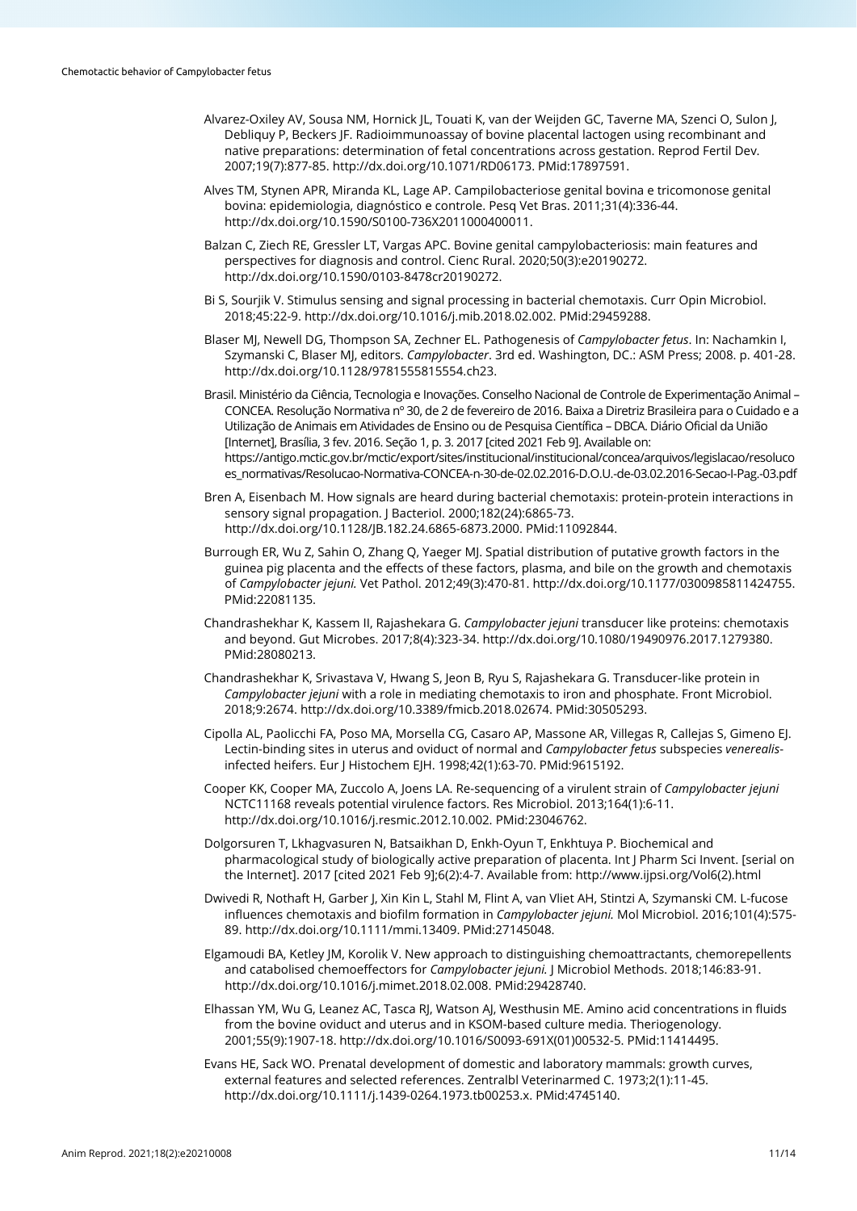Alvarez-Oxiley AV, Sousa NM, Hornick JL, Touati K, van der Weijden GC, Taverne MA, Szenci O, Sulon J, Debliquy P, Beckers JF. Radioimmunoassay of bovine placental lactogen using recombinant and native preparations: determination of fetal concentrations across gestation. Reprod Fertil Dev. 2007;19(7):877-85. http://dx.doi.org/10.1071/RD06173. PMid:17897591.

Alves TM, Stynen APR, Miranda KL, Lage AP. Campilobacteriose genital bovina e tricomonose genital bovina: epidemiologia, diagnóstico e controle. Pesq Vet Bras. 2011;31(4):336-44. http://dx.doi.org/10.1590/S0100-736X2011000400011.

Balzan C, Ziech RE, Gressler LT, Vargas APC. Bovine genital campylobacteriosis: main features and perspectives for diagnosis and control. Cienc Rural. 2020;50(3):e20190272. http://dx.doi.org/10.1590/0103-8478cr20190272.

Bi S, Sourjik V. Stimulus sensing and signal processing in bacterial chemotaxis. Curr Opin Microbiol. 2018;45:22-9. http://dx.doi.org/10.1016/j.mib.2018.02.002. PMid:29459288.

Blaser MJ, Newell DG, Thompson SA, Zechner EL. Pathogenesis of *Campylobacter fetus*. In: Nachamkin I, Szymanski C, Blaser MJ, editors. *Campylobacter*. 3rd ed. Washington, DC.: ASM Press; 2008. p. 401-28. http://dx.doi.org/10.1128/9781555815554.ch23.

Brasil. Ministério da Ciência, Tecnologia e Inovações. Conselho Nacional de Controle de Experimentação Animal – CONCEA. Resolução Normativa nº 30, de 2 de fevereiro de 2016. Baixa a Diretriz Brasileira para o Cuidado e a Utilização de Animais em Atividades de Ensino ou de Pesquisa Científica – DBCA. Diário Oficial da União [Internet], Brasília, 3 fev. 2016. Seção 1, p. 3. 2017 [cited 2021 Feb 9]. Available on: https://antigo.mctic.gov.br/mctic/export/sites/institucional/institucional/concea/arquivos/legislacao/resolucoes_normativas/Resolucao-Normativa-CONCEA-n-30-de-02.02.2016-D.O.U.-de-03.02.2016-Secao-I-Pag.-03.pdf

Bren A, Eisenbach M. How signals are heard during bacterial chemotaxis: protein-protein interactions in sensory signal propagation. J Bacteriol. 2000;182(24):6865-73. http://dx.doi.org/10.1128/JB.182.24.6865-6873.2000. PMid:11092844.

Burrough ER, Wu Z, Sahin O, Zhang Q, Yaeger MJ. Spatial distribution of putative growth factors in the guinea pig placenta and the effects of these factors, plasma, and bile on the growth and chemotaxis of *Campylobacter jejuni.* Vet Pathol. 2012;49(3):470-81. http://dx.doi.org/10.1177/0300985811424755. PMid:22081135.

Chandrashekhar K, Kassem II, Rajashekara G. *Campylobacter jejuni* transducer like proteins: chemotaxis and beyond. Gut Microbes. 2017;8(4):323-34. http://dx.doi.org/10.1080/19490976.2017.1279380. PMid:28080213.

Chandrashekhar K, Srivastava V, Hwang S, Jeon B, Ryu S, Rajashekara G. Transducer-like protein in *Campylobacter jejuni* with a role in mediating chemotaxis to iron and phosphate. Front Microbiol. 2018;9:2674. http://dx.doi.org/10.3389/fmicb.2018.02674. PMid:30505293.

Cipolla AL, Paolicchi FA, Poso MA, Morsella CG, Casaro AP, Massone AR, Villegas R, Callejas S, Gimeno EJ. Lectin-binding sites in uterus and oviduct of normal and *Campylobacter fetus* subspecies *venerealis*-infected heifers. Eur J Histochem EJH. 1998;42(1):63-70. PMid:9615192.

Cooper KK, Cooper MA, Zuccolo A, Joens LA. Re-sequencing of a virulent strain of *Campylobacter jejuni* NCTC11168 reveals potential virulence factors. Res Microbiol. 2013;164(1):6-11. http://dx.doi.org/10.1016/j.resmic.2012.10.002. PMid:23046762.

Dolgorsuren T, Lkhagvasuren N, Batsaikhan D, Enkh-Oyun T, Enkhtuya P. Biochemical and pharmacological study of biologically active preparation of placenta. Int J Pharm Sci Invent. [serial on the Internet]. 2017 [cited 2021 Feb 9];6(2):4-7. Available from: http://www.ijpsi.org/Vol6(2).html

Dwivedi R, Nothaft H, Garber J, Xin Kin L, Stahl M, Flint A, van Vliet AH, Stintzi A, Szymanski CM. L-fucose influences chemotaxis and biofilm formation in *Campylobacter jejuni.* Mol Microbiol. 2016;101(4):575-89. http://dx.doi.org/10.1111/mmi.13409. PMid:27145048.

Elgamoudi BA, Ketley JM, Korolik V. New approach to distinguishing chemoattractants, chemorepellents and catabolised chemoeffectors for *Campylobacter jejuni.* J Microbiol Methods. 2018;146:83-91. http://dx.doi.org/10.1016/j.mimet.2018.02.008. PMid:29428740.

Elhassan YM, Wu G, Leanez AC, Tasca RJ, Watson AJ, Westhusin ME. Amino acid concentrations in fluids from the bovine oviduct and uterus and in KSOM-based culture media. Theriogenology. 2001;55(9):1907-18. http://dx.doi.org/10.1016/S0093-691X(01)00532-5. PMid:11414495.

Evans HE, Sack WO. Prenatal development of domestic and laboratory mammals: growth curves, external features and selected references. Zentralbl Veterinarmed C. 1973;2(1):11-45. http://dx.doi.org/10.1111/j.1439-0264.1973.tb00253.x. PMid:4745140.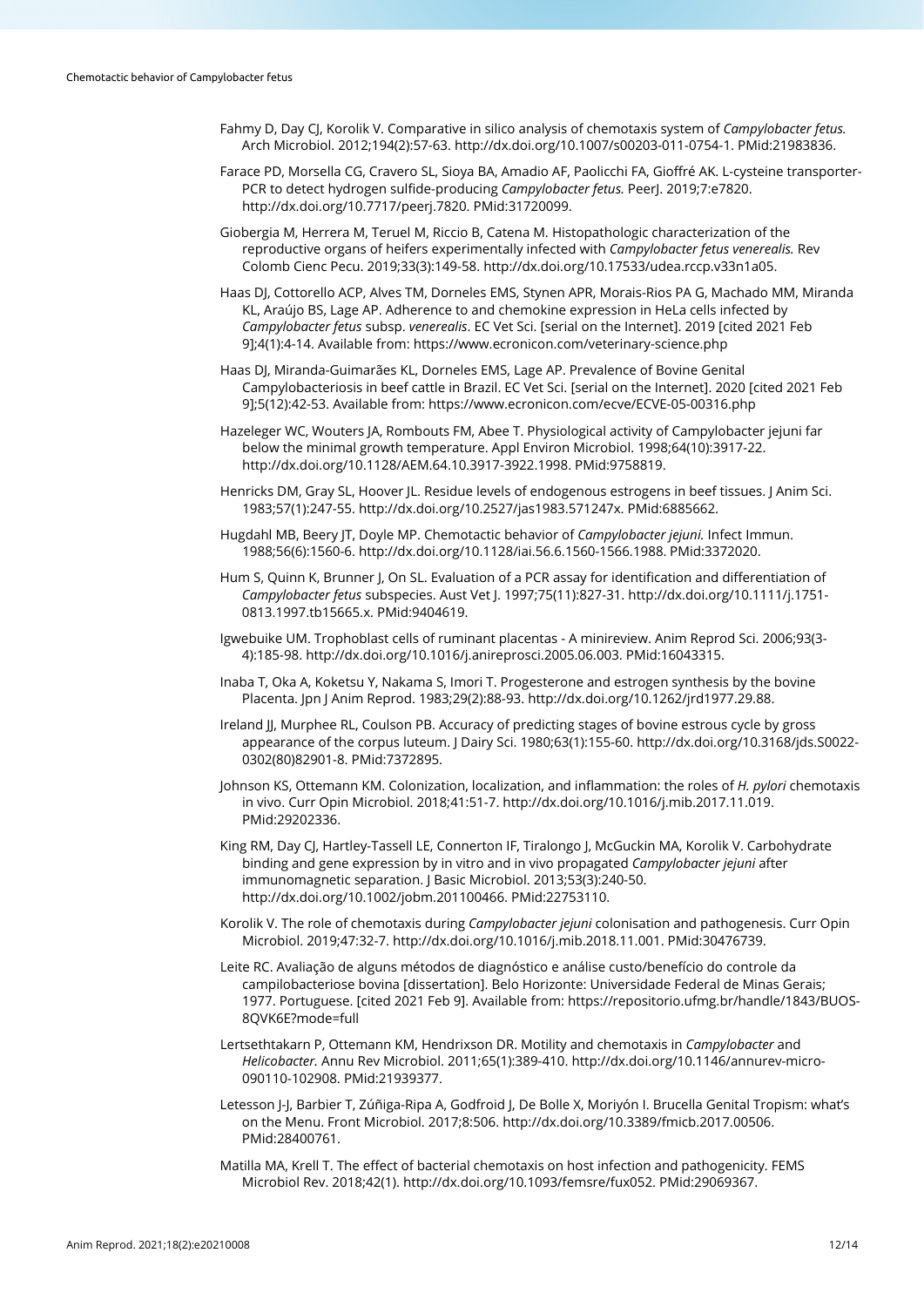Fahmy D, Day CJ, Korolik V. Comparative in silico analysis of chemotaxis system of *Campylobacter fetus.* Arch Microbiol. 2012;194(2):57-63. http://dx.doi.org/10.1007/s00203-011-0754-1. PMid:21983836.

Farace PD, Morsella CG, Cravero SL, Sioya BA, Amadio AF, Paolicchi FA, Gioffré AK. L-cysteine transporter-PCR to detect hydrogen sulfide-producing *Campylobacter fetus.* PeerJ. 2019;7:e7820. http://dx.doi.org/10.7717/peerj.7820. PMid:31720099.

Giobergia M, Herrera M, Teruel M, Riccio B, Catena M. Histopathologic characterization of the reproductive organs of heifers experimentally infected with *Campylobacter fetus venerealis.* Rev Colomb Cienc Pecu. 2019;33(3):149-58. http://dx.doi.org/10.17533/udea.rccp.v33n1a05.

Haas DJ, Cottorello ACP, Alves TM, Dorneles EMS, Stynen APR, Morais-Rios PA G, Machado MM, Miranda KL, Araújo BS, Lage AP. Adherence to and chemokine expression in HeLa cells infected by *Campylobacter fetus* subsp. *venerealis*. EC Vet Sci. [serial on the Internet]. 2019 [cited 2021 Feb 9];4(1):4-14. Available from: https://www.ecronicon.com/veterinary-science.php

Haas DJ, Miranda-Guimarães KL, Dorneles EMS, Lage AP. Prevalence of Bovine Genital Campylobacteriosis in beef cattle in Brazil. EC Vet Sci. [serial on the Internet]. 2020 [cited 2021 Feb 9];5(12):42-53. Available from: https://www.ecronicon.com/ecve/ECVE-05-00316.php

Hazeleger WC, Wouters JA, Rombouts FM, Abee T. Physiological activity of Campylobacter jejuni far below the minimal growth temperature. Appl Environ Microbiol. 1998;64(10):3917-22. http://dx.doi.org/10.1128/AEM.64.10.3917-3922.1998. PMid:9758819.

Henricks DM, Gray SL, Hoover JL. Residue levels of endogenous estrogens in beef tissues. J Anim Sci. 1983;57(1):247-55. http://dx.doi.org/10.2527/jas1983.571247x. PMid:6885662.

Hugdahl MB, Beery JT, Doyle MP. Chemotactic behavior of *Campylobacter jejuni.* Infect Immun. 1988;56(6):1560-6. http://dx.doi.org/10.1128/iai.56.6.1560-1566.1988. PMid:3372020.

Hum S, Quinn K, Brunner J, On SL. Evaluation of a PCR assay for identification and differentiation of *Campylobacter fetus* subspecies. Aust Vet J. 1997;75(11):827-31. http://dx.doi.org/10.1111/j.1751-0813.1997.tb15665.x. PMid:9404619.

Igwebuike UM. Trophoblast cells of ruminant placentas - A minireview. Anim Reprod Sci. 2006;93(3-4):185-98. http://dx.doi.org/10.1016/j.anireprosci.2005.06.003. PMid:16043315.

Inaba T, Oka A, Koketsu Y, Nakama S, Imori T. Progesterone and estrogen synthesis by the bovine Placenta. Jpn J Anim Reprod. 1983;29(2):88-93. http://dx.doi.org/10.1262/jrd1977.29.88.

Ireland JJ, Murphee RL, Coulson PB. Accuracy of predicting stages of bovine estrous cycle by gross appearance of the corpus luteum. J Dairy Sci. 1980;63(1):155-60. http://dx.doi.org/10.3168/jds.S0022-0302(80)82901-8. PMid:7372895.

Johnson KS, Ottemann KM. Colonization, localization, and inflammation: the roles of *H. pylori* chemotaxis in vivo. Curr Opin Microbiol. 2018;41:51-7. http://dx.doi.org/10.1016/j.mib.2017.11.019. PMid:29202336.

King RM, Day CJ, Hartley-Tassell LE, Connerton IF, Tiralongo J, McGuckin MA, Korolik V. Carbohydrate binding and gene expression by in vitro and in vivo propagated *Campylobacter jejuni* after immunomagnetic separation. J Basic Microbiol. 2013;53(3):240-50. http://dx.doi.org/10.1002/jobm.201100466. PMid:22753110.

Korolik V. The role of chemotaxis during *Campylobacter jejuni* colonisation and pathogenesis. Curr Opin Microbiol. 2019;47:32-7. http://dx.doi.org/10.1016/j.mib.2018.11.001. PMid:30476739.

Leite RC. Avaliação de alguns métodos de diagnóstico e análise custo/benefício do controle da campilobacteriose bovina [dissertation]. Belo Horizonte: Universidade Federal de Minas Gerais; 1977. Portuguese. [cited 2021 Feb 9]. Available from: https://repositorio.ufmg.br/handle/1843/BUOS-8QVK6E?mode=full

Lertsethtakarn P, Ottemann KM, Hendrixson DR. Motility and chemotaxis in *Campylobacter* and *Helicobacter.* Annu Rev Microbiol. 2011;65(1):389-410. http://dx.doi.org/10.1146/annurev-micro-090110-102908. PMid:21939377.

Letesson J-J, Barbier T, Zúñiga-Ripa A, Godfroid J, De Bolle X, Moriyón I. Brucella Genital Tropism: what's on the Menu. Front Microbiol. 2017;8:506. http://dx.doi.org/10.3389/fmicb.2017.00506. PMid:28400761.

Matilla MA, Krell T. The effect of bacterial chemotaxis on host infection and pathogenicity. FEMS Microbiol Rev. 2018;42(1). http://dx.doi.org/10.1093/femsre/fux052. PMid:29069367.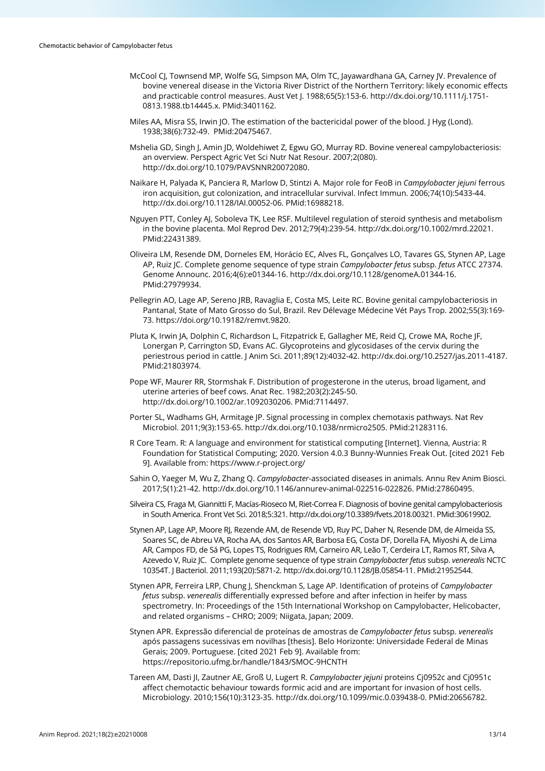McCool CJ, Townsend MP, Wolfe SG, Simpson MA, Olm TC, Jayawardhana GA, Carney JV. Prevalence of bovine venereal disease in the Victoria River District of the Northern Territory: likely economic effects and practicable control measures. Aust Vet J. 1988;65(5):153-6. http://dx.doi.org/10.1111/j.1751-0813.1988.tb14445.x. PMid:3401162.

Miles AA, Misra SS, Irwin JO. The estimation of the bactericidal power of the blood. J Hyg (Lond). 1938;38(6):732-49. PMid:20475467.

Mshelia GD, Singh J, Amin JD, Woldehiwet Z, Egwu GO, Murray RD. Bovine venereal campylobacteriosis: an overview. Perspect Agric Vet Sci Nutr Nat Resour. 2007;2(080). http://dx.doi.org/10.1079/PAVSNNR20072080.

Naikare H, Palyada K, Panciera R, Marlow D, Stintzi A. Major role for FeoB in *Campylobacter jejuni* ferrous iron acquisition, gut colonization, and intracellular survival. Infect Immun. 2006;74(10):5433-44. http://dx.doi.org/10.1128/IAI.00052-06. PMid:16988218.

Nguyen PTT, Conley AJ, Soboleva TK, Lee RSF. Multilevel regulation of steroid synthesis and metabolism in the bovine placenta. Mol Reprod Dev. 2012;79(4):239-54. http://dx.doi.org/10.1002/mrd.22021. PMid:22431389.

Oliveira LM, Resende DM, Dorneles EM, Horácio EC, Alves FL, Gonçalves LO, Tavares GS, Stynen AP, Lage AP, Ruiz JC. Complete genome sequence of type strain *Campylobacter fetus* subsp. *fetus* ATCC 27374. Genome Announc. 2016;4(6):e01344-16. http://dx.doi.org/10.1128/genomeA.01344-16. PMid:27979934.

Pellegrin AO, Lage AP, Sereno JRB, Ravaglia E, Costa MS, Leite RC. Bovine genital campylobacteriosis in Pantanal, State of Mato Grosso do Sul, Brazil. Rev Délevage Médecine Vét Pays Trop. 2002;55(3):169-73. https://doi.org/10.19182/remvt.9820.

Pluta K, Irwin JA, Dolphin C, Richardson L, Fitzpatrick E, Gallagher ME, Reid CJ, Crowe MA, Roche JF, Lonergan P, Carrington SD, Evans AC. Glycoproteins and glycosidases of the cervix during the periestrous period in cattle. J Anim Sci. 2011;89(12):4032-42. http://dx.doi.org/10.2527/jas.2011-4187. PMid:21803974.

Pope WF, Maurer RR, Stormshak F. Distribution of progesterone in the uterus, broad ligament, and uterine arteries of beef cows. Anat Rec. 1982;203(2):245-50. http://dx.doi.org/10.1002/ar.1092030206. PMid:7114497.

Porter SL, Wadhams GH, Armitage JP. Signal processing in complex chemotaxis pathways. Nat Rev Microbiol. 2011;9(3):153-65. http://dx.doi.org/10.1038/nrmicro2505. PMid:21283116.

R Core Team. R: A language and environment for statistical computing [Internet]. Vienna, Austria: R Foundation for Statistical Computing; 2020. Version 4.0.3 Bunny-Wunnies Freak Out. [cited 2021 Feb 9]. Available from: https://www.r-project.org/

Sahin O, Yaeger M, Wu Z, Zhang Q. *Campylobacter*-associated diseases in animals. Annu Rev Anim Biosci. 2017;5(1):21-42. http://dx.doi.org/10.1146/annurev-animal-022516-022826. PMid:27860495.

Silveira CS, Fraga M, Giannitti F, Macías-Rioseco M, Riet-Correa F. Diagnosis of bovine genital campylobacteriosis in South America. Front Vet Sci. 2018;5:321. http://dx.doi.org/10.3389/fvets.2018.00321. PMid:30619902.

Stynen AP, Lage AP, Moore RJ, Rezende AM, de Resende VD, Ruy PC, Daher N, Resende DM, de Almeida SS, Soares SC, de Abreu VA, Rocha AA, dos Santos AR, Barbosa EG, Costa DF, Dorella FA, Miyoshi A, de Lima AR, Campos FD, de Sá PG, Lopes TS, Rodrigues RM, Carneiro AR, Leão T, Cerdeira LT, Ramos RT, Silva A, Azevedo V, Ruiz JC. Complete genome sequence of type strain *Campylobacter fetus* subsp. *venerealis* NCTC 10354T. J Bacteriol. 2011;193(20):5871-2. http://dx.doi.org/10.1128/JB.05854-11. PMid:21952544.

Stynen APR, Ferreira LRP, Chung J, Shenckman S, Lage AP. Identification of proteins of *Campylobacter fetus* subsp. *venerealis* differentially expressed before and after infection in heifer by mass spectrometry. In: Proceedings of the 15th International Workshop on Campylobacter, Helicobacter, and related organisms – CHRO; 2009; Niigata, Japan; 2009.

Stynen APR. Expressão diferencial de proteínas de amostras de *Campylobacter fetus* subsp. *venerealis* após passagens sucessivas em novilhas [thesis]. Belo Horizonte: Universidade Federal de Minas Gerais; 2009. Portuguese. [cited 2021 Feb 9]. Available from: https://repositorio.ufmg.br/handle/1843/SMOC-9HCNTH

Tareen AM, Dasti JI, Zautner AE, Groß U, Lugert R. *Campylobacter jejuni* proteins Cj0952c and Cj0951c affect chemotactic behaviour towards formic acid and are important for invasion of host cells. Microbiology. 2010;156(10):3123-35. http://dx.doi.org/10.1099/mic.0.039438-0. PMid:20656782.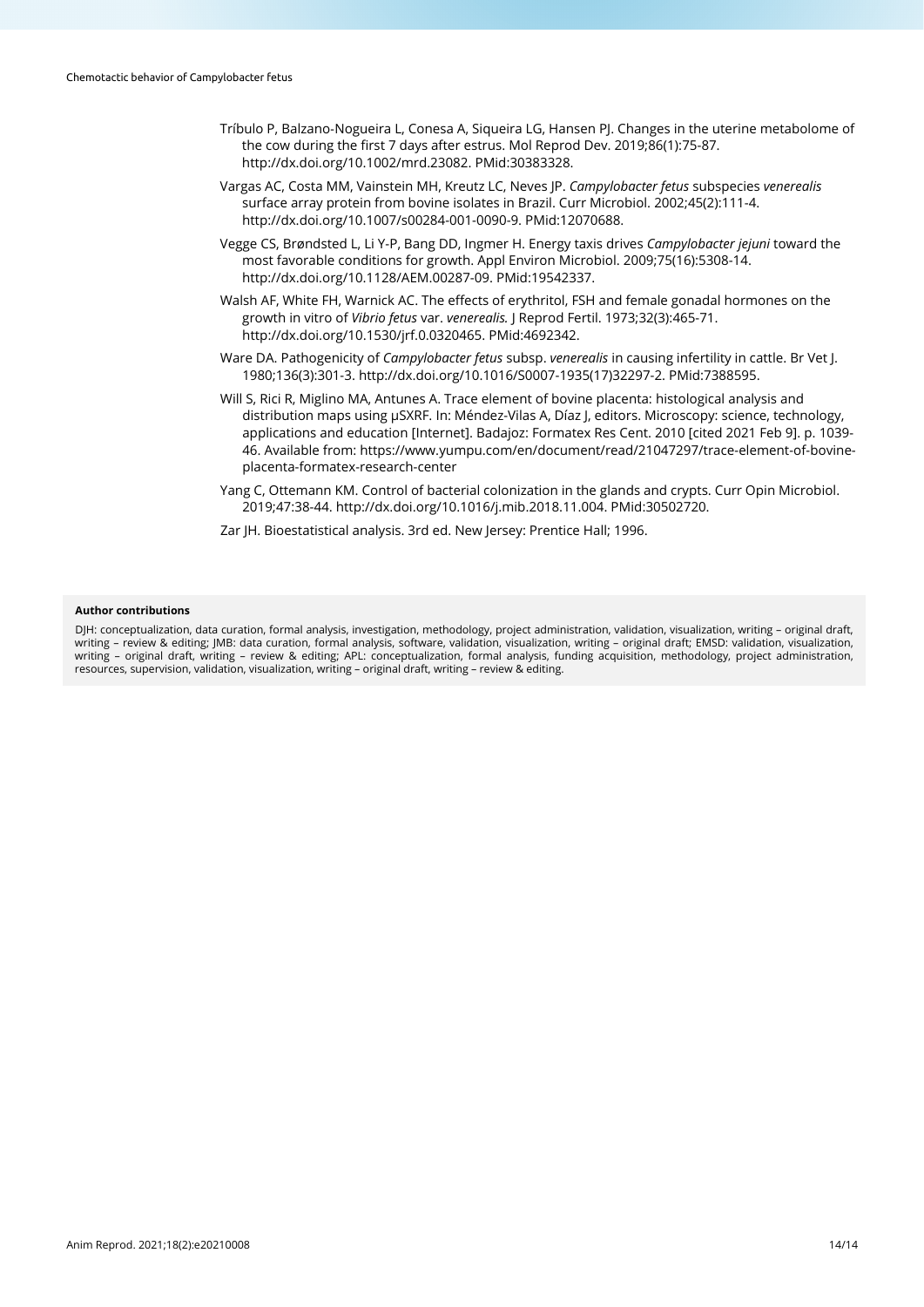Tríbulo P, Balzano-Nogueira L, Conesa A, Siqueira LG, Hansen PJ. Changes in the uterine metabolome of the cow during the first 7 days after estrus. Mol Reprod Dev. 2019;86(1):75-87. http://dx.doi.org/10.1002/mrd.23082. PMid:30383328.

Vargas AC, Costa MM, Vainstein MH, Kreutz LC, Neves JP. *Campylobacter fetus* subspecies *venerealis* surface array protein from bovine isolates in Brazil. Curr Microbiol. 2002;45(2):111-4. http://dx.doi.org/10.1007/s00284-001-0090-9. PMid:12070688.

Vegge CS, Brøndsted L, Li Y-P, Bang DD, Ingmer H. Energy taxis drives *Campylobacter jejuni* toward the most favorable conditions for growth. Appl Environ Microbiol. 2009;75(16):5308-14. http://dx.doi.org/10.1128/AEM.00287-09. PMid:19542337.

Walsh AF, White FH, Warnick AC. The effects of erythritol, FSH and female gonadal hormones on the growth in vitro of *Vibrio fetus* var. *venerealis.* J Reprod Fertil. 1973;32(3):465-71. http://dx.doi.org/10.1530/jrf.0.0320465. PMid:4692342.

Ware DA. Pathogenicity of *Campylobacter fetus* subsp. *venerealis* in causing infertility in cattle. Br Vet J. 1980;136(3):301-3. http://dx.doi.org/10.1016/S0007-1935(17)32297-2. PMid:7388595.

Will S, Rici R, Miglino MA, Antunes A. Trace element of bovine placenta: histological analysis and distribution maps using μSXRF. In: Méndez-Vilas A, Díaz J, editors. Microscopy: science, technology, applications and education [Internet]. Badajoz: Formatex Res Cent. 2010 [cited 2021 Feb 9]. p. 1039-46. Available from: https://www.yumpu.com/en/document/read/21047297/trace-element-of-bovine-placenta-formatex-research-center

Yang C, Ottemann KM. Control of bacterial colonization in the glands and crypts. Curr Opin Microbiol. 2019;47:38-44. http://dx.doi.org/10.1016/j.mib.2018.11.004. PMid:30502720.

Zar JH. Bioestatistical analysis. 3rd ed. New Jersey: Prentice Hall; 1996.

**Author contributions**

DJH: conceptualization, data curation, formal analysis, investigation, methodology, project administration, validation, visualization, writing – original draft, writing – review & editing; JMB: data curation, formal analysis, software, validation, visualization, writing – original draft; EMSD: validation, visualization, writing – original draft, writing – review & editing; APL: conceptualization, formal analysis, funding acquisition, methodology, project administration, resources, supervision, validation, visualization, writing – original draft, writing – review & editing.